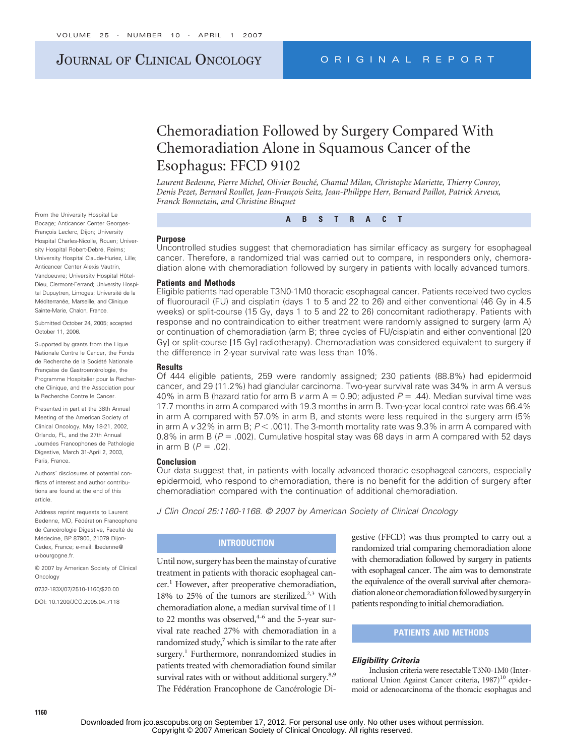# Chemoradiation Followed by Surgery Compared With Chemoradiation Alone in Squamous Cancer of the Esophagus: FFCD 9102

*Laurent Bedenne, Pierre Michel, Olivier Bouché, Chantal Milan, Christophe Mariette, Thierry Conroy, Denis Pezet, Bernard Roullet, Jean-François Seitz, Jean-Philippe Herr, Bernard Paillot, Patrick Arveux, Franck Bonnetain, and Christine Binquet*

From the University Hospital Le Bocage; Anticancer Center Georges-François Leclerc, Dijon; University Hospital Charles-Nicolle, Rouen; University Hospital Robert-Debré, Reims; University Hospital Claude-Huriez, Lille; Anticancer Center Alexis Vautrin, Vandoeuvre; University Hospital Hôtel-Dieu, Clermont-Ferrand; University Hospital Dupuytren, Limoges; Université de la Méditerranée, Marseille; and Clinique Sainte-Marie, Chalon, France.

Submitted October 24, 2005; accepted October 11, 2006.

Supported by grants from the Ligue Nationale Contre le Cancer, the Fonds de Recherche de la Société Nationale Française de Gastroentérologie, the Programme Hospitalier pour la Recherche Clinique, and the Association pour la Recherche Contre le Cancer.

Presented in part at the 38th Annual Meeting of the American Society of Clinical Oncology, May 18-21, 2002, Orlando, FL, and the 27th Annual Journées Francophones de Pathologie Digestive, March 31-April 2, 2003, Paris, France.

Authors' disclosures of potential conflicts of interest and author contributions are found at the end of this article.

Address reprint requests to Laurent Bedenne, MD, Fédération Francophone de Cancérologie Digestive, Faculté de Médecine, BP 87900, 21079 Dijon-Cedex, France; e-mail: lbedenne@u-bourgogne.fr.

© 2007 by American Society of Clinical Oncology

0732-183X/07/2510-1160/$20.00

DOI: 10.1200/JCO.2005.04.7118

## ABSTRACT

### Purpose

Uncontrolled studies suggest that chemoradiation has similar efficacy as surgery for esophageal cancer. Therefore, a randomized trial was carried out to compare, in responders only, chemoradiation alone with chemoradiation followed by surgery in patients with locally advanced tumors.

### Patients and Methods

Eligible patients had operable T3N0-1M0 thoracic esophageal cancer. Patients received two cycles of fluorouracil (FU) and cisplatin (days 1 to 5 and 22 to 26) and either conventional (46 Gy in 4.5 weeks) or split-course (15 Gy, days 1 to 5 and 22 to 26) concomitant radiotherapy. Patients with response and no contraindication to either treatment were randomly assigned to surgery (arm A) or continuation of chemoradiation (arm B; three cycles of FU/cisplatin and either conventional [20 Gy] or split-course [15 Gy] radiotherapy). Chemoradiation was considered equivalent to surgery if the difference in 2-year survival rate was less than 10%.

### Results

Of 444 eligible patients, 259 were randomly assigned; 230 patients (88.8%) had epidermoid cancer, and 29 (11.2%) had glandular carcinoma. Two-year survival rate was 34% in arm A versus 40% in arm B (hazard ratio for arm B *v* arm A = 0.90; adjusted $P = .44$). Median survival time was 17.7 months in arm A compared with 19.3 months in arm B. Two-year local control rate was 66.4% in arm A compared with 57.0% in arm B, and stents were less required in the surgery arm (5% in arm A *v* 32% in arm B; $P < .001$). The 3-month mortality rate was 9.3% in arm A compared with 0.8% in arm B ($P = .002$). Cumulative hospital stay was 68 days in arm A compared with 52 days in arm B ($P = .02$).

### Conclusion

Our data suggest that, in patients with locally advanced thoracic esophageal cancers, especially epidermoid, who respond to chemoradiation, there is no benefit for the addition of surgery after chemoradiation compared with the continuation of additional chemoradiation.

*J Clin Oncol 25:1160-1168. © 2007 by American Society of Clinical Oncology*

## INTRODUCTION

Until now, surgery has been the mainstay of curative treatment in patients with thoracic esophageal cancer.[1] However, after preoperative chemoradiation, 18% to 25% of the tumors are sterilized.[2,3] With chemoradiation alone, a median survival time of 11 to 22 months was observed,[4-6] and the 5-year survival rate reached 27% with chemoradiation in a randomized study,[7] which is similar to the rate after surgery.[1] Furthermore, nonrandomized studies in patients treated with chemoradiation found similar survival rates with or without additional surgery.[8,9] The Fédération Francophone de Cancérologie Digestive (FFCD) was thus prompted to carry out a randomized trial comparing chemoradiation alone with chemoradiation followed by surgery in patients with esophageal cancer. The aim was to demonstrate the equivalence of the overall survival after chemoradiation alone or chemoradiation followed by surgery in patients responding to initial chemoradiation.

## PATIENTS AND METHODS

### *Eligibility Criteria*

Inclusion criteria were resectable T3N0-1M0 (International Union Against Cancer criteria, 1987)[10] epidermoid or adenocarcinoma of the thoracic esophagus and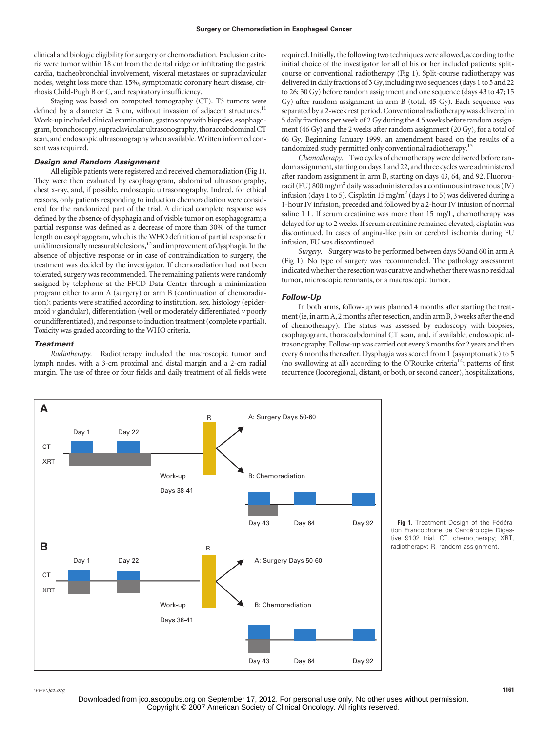clinical and biologic eligibility for surgery or chemoradiation. Exclusion criteria were tumor within 18 cm from the dental ridge or infiltrating the gastric cardia, tracheobronchial involvement, visceral metastases or supraclavicular nodes, weight loss more than 15%, symptomatic coronary heart disease, cirrhosis Child-Pugh B or C, and respiratory insufficiency.

Staging was based on computed tomography (CT). T3 tumors were defined by a diameter ≥ 3 cm, without invasion of adjacent structures.[11] Work-up included clinical examination, gastroscopy with biopsies, esophagogram, bronchoscopy, supraclavicular ultrasonography, thoracoabdominal CT scan, and endoscopic ultrasonography when available. Written informed consent was required.

### Design and Random Assignment

All eligible patients were registered and received chemoradiation (Fig 1). They were then evaluated by esophagogram, abdominal ultrasonography, chest x-ray, and, if possible, endoscopic ultrasonography. Indeed, for ethical reasons, only patients responding to induction chemoradiation were considered for the randomized part of the trial. A clinical complete response was defined by the absence of dysphagia and of visible tumor on esophagogram; a partial response was defined as a decrease of more than 30% of the tumor length on esophagogram, which is the WHO definition of partial response for unidimensionally measurable lesions,[12] and improvement of dysphagia. In the absence of objective response or in case of contraindication to surgery, the treatment was decided by the investigator. If chemoradiation had not been tolerated, surgery was recommended. The remaining patients were randomly assigned by telephone at the FFCD Data Center through a minimization program either to arm A (surgery) or arm B (continuation of chemoradiation); patients were stratified according to institution, sex, histology (epidermoid *v* glandular), differentiation (well or moderately differentiated *v* poorly or undifferentiated), and response to induction treatment (complete *v* partial). Toxicity was graded according to the WHO criteria.

### Treatment

*Radiotherapy.* Radiotherapy included the macroscopic tumor and lymph nodes, with a 3-cm proximal and distal margin and a 2-cm radial margin. The use of three or four fields and daily treatment of all fields were required. Initially, the following two techniques were allowed, according to the initial choice of the investigator for all of his or her included patients: split-course or conventional radiotherapy (Fig 1). Split-course radiotherapy was delivered in daily fractions of 3 Gy, including two sequences (days 1 to 5 and 22 to 26; 30 Gy) before random assignment and one sequence (days 43 to 47; 15 Gy) after random assignment in arm B (total, 45 Gy). Each sequence was separated by a 2-week rest period. Conventional radiotherapy was delivered in 5 daily fractions per week of 2 Gy during the 4.5 weeks before random assignment (46 Gy) and the 2 weeks after random assignment (20 Gy), for a total of 66 Gy. Beginning January 1999, an amendment based on the results of a randomized study permitted only conventional radiotherapy.[13]

*Chemotherapy.* Two cycles of chemotherapy were delivered before random assignment, starting on days 1 and 22, and three cycles were administered after random assignment in arm B, starting on days 43, 64, and 92. Fluorouracil (FU) 800 mg/m$^2$ daily was administered as a continuous intravenous (IV) infusion (days 1 to 5). Cisplatin 15 mg/m$^2$ (days 1 to 5) was delivered during a 1-hour IV infusion, preceded and followed by a 2-hour IV infusion of normal saline 1 L. If serum creatinine was more than 15 mg/L, chemotherapy was delayed for up to 2 weeks. If serum creatinine remained elevated, cisplatin was discontinued. In cases of angina-like pain or cerebral ischemia during FU infusion, FU was discontinued.

*Surgery.* Surgery was to be performed between days 50 and 60 in arm A (Fig 1). No type of surgery was recommended. The pathology assessment indicated whether the resection was curative and whether there was no residual tumor, microscopic remnants, or a macroscopic tumor.

### Follow-Up

In both arms, follow-up was planned 4 months after starting the treatment (ie, in arm A, 2 months after resection, and in arm B, 3 weeks after the end of chemotherapy). The status was assessed by endoscopy with biopsies, esophagogram, thoracoabdominal CT scan, and, if available, endoscopic ultrasonography. Follow-up was carried out every 3 months for 2 years and then every 6 months thereafter. Dysphagia was scored from 1 (asymptomatic) to 5 (no swallowing at all) according to the O'Rourke criteria[14]; patterns of first recurrence (locoregional, distant, or both, or second cancer), hospitalizations,

**Fig 1.** Treatment Design of the Fédération Francophone de Cancérologie Digestive 9102 trial. CT, chemotherapy; XRT, radiotherapy; R, random assignment.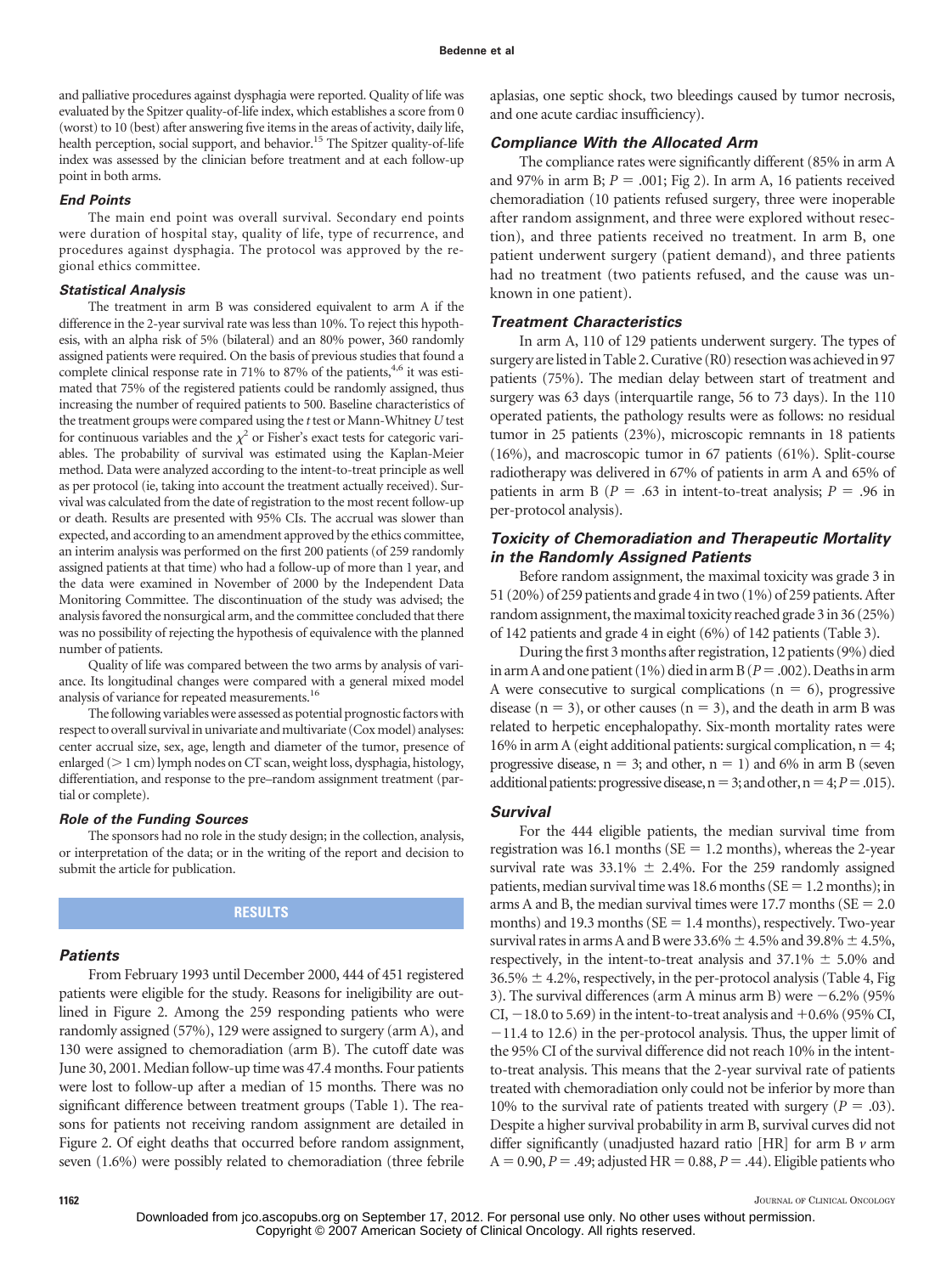and palliative procedures against dysphagia were reported. Quality of life was evaluated by the Spitzer quality-of-life index, which establishes a score from 0 (worst) to 10 (best) after answering five items in the areas of activity, daily life, health perception, social support, and behavior.[15] The Spitzer quality-of-life index was assessed by the clinician before treatment and at each follow-up point in both arms.

### *End Points*

The main end point was overall survival. Secondary end points were duration of hospital stay, quality of life, type of recurrence, and procedures against dysphagia. The protocol was approved by the regional ethics committee.

### *Statistical Analysis*

The treatment in arm B was considered equivalent to arm A if the difference in the 2-year survival rate was less than 10%. To reject this hypothesis, with an alpha risk of 5% (bilateral) and an 80% power, 360 randomly assigned patients were required. On the basis of previous studies that found a complete clinical response rate in 71% to 87% of the patients,[4,6] it was estimated that 75% of the registered patients could be randomly assigned, thus increasing the number of required patients to 500. Baseline characteristics of the treatment groups were compared using the *t* test or Mann-Whitney *U* test for continuous variables and the $\chi^2$ or Fisher's exact tests for categoric variables. The probability of survival was estimated using the Kaplan-Meier method. Data were analyzed according to the intent-to-treat principle as well as per protocol (ie, taking into account the treatment actually received). Survival was calculated from the date of registration to the most recent follow-up or death. Results are presented with 95% CIs. The accrual was slower than expected, and according to an amendment approved by the ethics committee, an interim analysis was performed on the first 200 patients (of 259 randomly assigned patients at that time) who had a follow-up of more than 1 year, and the data were examined in November of 2000 by the Independent Data Monitoring Committee. The discontinuation of the study was advised; the analysis favored the nonsurgical arm, and the committee concluded that there was no possibility of rejecting the hypothesis of equivalence with the planned number of patients.

Quality of life was compared between the two arms by analysis of variance. Its longitudinal changes were compared with a general mixed model analysis of variance for repeated measurements.[16]

The following variables were assessed as potential prognostic factors with respect to overall survival in univariate and multivariate (Cox model) analyses: center accrual size, sex, age, length and diameter of the tumor, presence of enlarged (> 1 cm) lymph nodes on CT scan, weight loss, dysphagia, histology, differentiation, and response to the pre–random assignment treatment (partial or complete).

### *Role of the Funding Sources*

The sponsors had no role in the study design; in the collection, analysis, or interpretation of the data; or in the writing of the report and decision to submit the article for publication.

## RESULTS

### *Patients*

From February 1993 until December 2000, 444 of 451 registered patients were eligible for the study. Reasons for ineligibility are outlined in Figure 2. Among the 259 responding patients who were randomly assigned (57%), 129 were assigned to surgery (arm A), and 130 were assigned to chemoradiation (arm B). The cutoff date was June 30, 2001. Median follow-up time was 47.4 months. Four patients were lost to follow-up after a median of 15 months. There was no significant difference between treatment groups (Table 1). The reasons for patients not receiving random assignment are detailed in Figure 2. Of eight deaths that occurred before random assignment, seven (1.6%) were possibly related to chemoradiation (three febrile aplasias, one septic shock, two bleedings caused by tumor necrosis, and one acute cardiac insufficiency).

### *Compliance With the Allocated Arm*

The compliance rates were significantly different (85% in arm A and 97% in arm B; *P* = .001; Fig 2). In arm A, 16 patients received chemoradiation (10 patients refused surgery, three were inoperable after random assignment, and three were explored without resection), and three patients received no treatment. In arm B, one patient underwent surgery (patient demand), and three patients had no treatment (two patients refused, and the cause was unknown in one patient).

### *Treatment Characteristics*

In arm A, 110 of 129 patients underwent surgery. The types of surgery are listed in Table 2. Curative (R0) resection was achieved in 97 patients (75%). The median delay between start of treatment and surgery was 63 days (interquartile range, 56 to 73 days). In the 110 operated patients, the pathology results were as follows: no residual tumor in 25 patients (23%), microscopic remnants in 18 patients (16%), and macroscopic tumor in 67 patients (61%). Split-course radiotherapy was delivered in 67% of patients in arm A and 65% of patients in arm B (*P* = .63 in intent-to-treat analysis; *P* = .96 in per-protocol analysis).

### *Toxicity of Chemoradiation and Therapeutic Mortality in the Randomly Assigned Patients*

Before random assignment, the maximal toxicity was grade 3 in 51 (20%) of 259 patients and grade 4 in two (1%) of 259 patients. After random assignment, the maximal toxicity reached grade 3 in 36 (25%) of 142 patients and grade 4 in eight (6%) of 142 patients (Table 3).

During the first 3 months after registration, 12 patients (9%) died in arm A and one patient (1%) died in arm B (*P* = .002). Deaths in arm A were consecutive to surgical complications (n = 6), progressive disease (n = 3), or other causes (n = 3), and the death in arm B was related to herpetic encephalopathy. Six-month mortality rates were 16% in arm A (eight additional patients: surgical complication, n = 4; progressive disease, n = 3; and other, n = 1) and 6% in arm B (seven additional patients: progressive disease, n = 3; and other, n = 4; *P* = .015).

### *Survival*

For the 444 eligible patients, the median survival time from registration was 16.1 months (SE = 1.2 months), whereas the 2-year survival rate was 33.1% ± 2.4%. For the 259 randomly assigned patients, median survival time was 18.6 months (SE = 1.2 months); in arms A and B, the median survival times were 17.7 months (SE = 2.0 months) and 19.3 months (SE = 1.4 months), respectively. Two-year survival rates in arms A and B were 33.6% ± 4.5% and 39.8% ± 4.5%, respectively, in the intent-to-treat analysis and 37.1% ± 5.0% and 36.5% ± 4.2%, respectively, in the per-protocol analysis (Table 4, Fig 3). The survival differences (arm A minus arm B) were −6.2% (95% CI, −18.0 to 5.69) in the intent-to-treat analysis and +0.6% (95% CI, −11.4 to 12.6) in the per-protocol analysis. Thus, the upper limit of the 95% CI of the survival difference did not reach 10% in the intent-to-treat analysis. This means that the 2-year survival rate of patients treated with chemoradiation only could not be inferior by more than 10% to the survival rate of patients treated with surgery (*P* = .03). Despite a higher survival probability in arm B, survival curves did not differ significantly (unadjusted hazard ratio [HR] for arm B *v* arm A = 0.90, *P* = .49; adjusted HR = 0.88, *P* = .44). Eligible patients who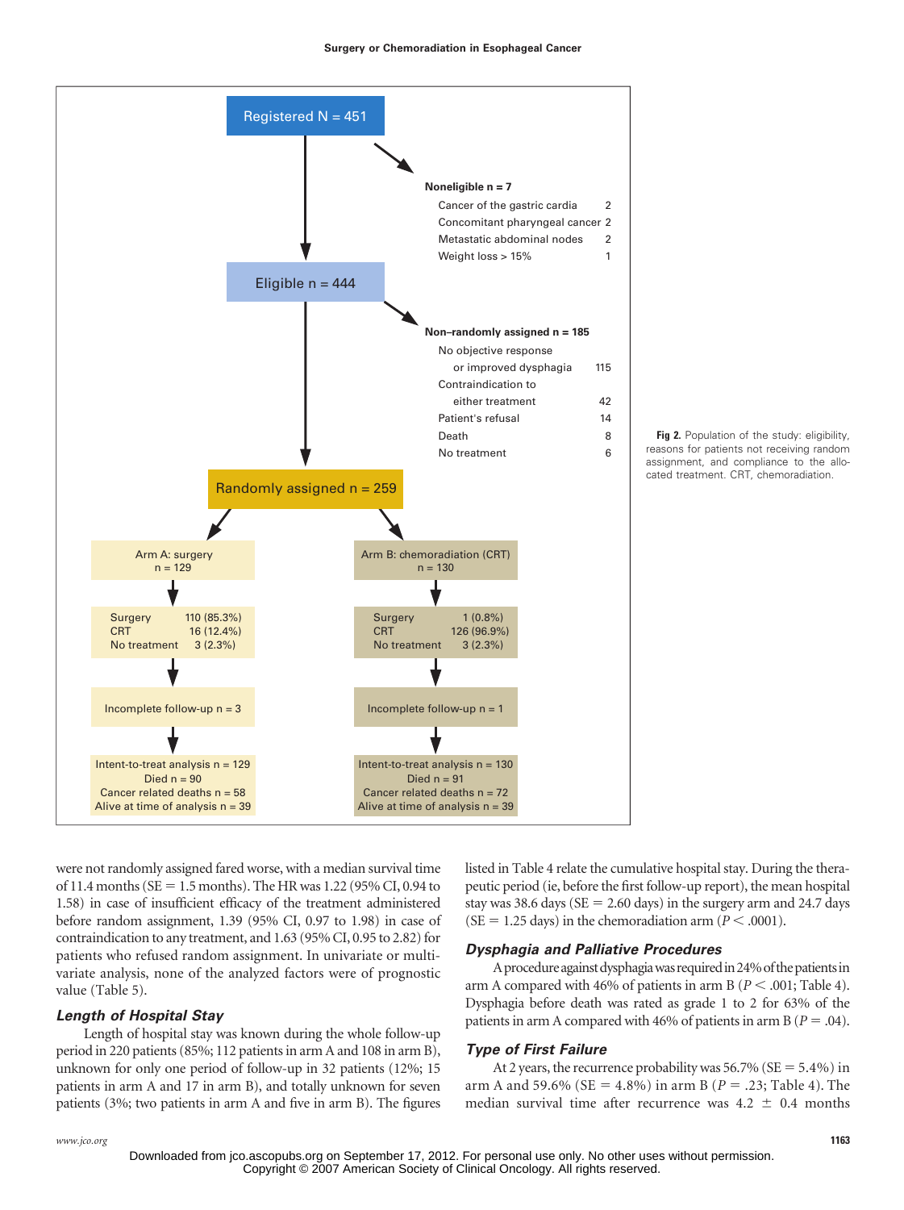Registered N = 451

Noneligible n = 7

| | |
|---|---|
| Cancer of the gastric cardia | 2 |
| Concomitant pharyngeal cancer | 2 |
| Metastatic abdominal nodes | 2 |
| Weight loss > 15% | 1 |

Eligible n = 444

Non–randomly assigned n = 185

| | |
|---|---|
| No objective response or improved dysphagia | 115 |
| Contraindication to either treatment | 42 |
| Patient's refusal | 14 |
| Death | 8 |
| No treatment | 6 |

Randomly assigned n = 259

| Arm A: surgery n = 129 | Arm B: chemoradiation (CRT) n = 130 |
|---|---|
| Surgery 110 (85.3%); CRT 16 (12.4%); No treatment 3 (2.3%) | Surgery 1 (0.8%); CRT 126 (96.9%); No treatment 3 (2.3%) |
| Incomplete follow-up n = 3 | Incomplete follow-up n = 1 |
| Intent-to-treat analysis n = 129; Died n = 90; Cancer related deaths n = 58; Alive at time of analysis n = 39 | Intent-to-treat analysis n = 130; Died n = 91; Cancer related deaths n = 72; Alive at time of analysis n = 39 |

**Fig 2.** Population of the study: eligibility, reasons for patients not receiving random assignment, and compliance to the allocated treatment. CRT, chemoradiation.

were not randomly assigned fared worse, with a median survival time of 11.4 months (SE = 1.5 months). The HR was 1.22 (95% CI, 0.94 to 1.58) in case of insufficient efficacy of the treatment administered before random assignment, 1.39 (95% CI, 0.97 to 1.98) in case of contraindication to any treatment, and 1.63 (95% CI, 0.95 to 2.82) for patients who refused random assignment. In univariate or multivariate analysis, none of the analyzed factors were of prognostic value (Table 5).

### *Length of Hospital Stay*

Length of hospital stay was known during the whole follow-up period in 220 patients (85%; 112 patients in arm A and 108 in arm B), unknown for only one period of follow-up in 32 patients (12%; 15 patients in arm A and 17 in arm B), and totally unknown for seven patients (3%; two patients in arm A and five in arm B). The figures listed in Table 4 relate the cumulative hospital stay. During the therapeutic period (ie, before the first follow-up report), the mean hospital stay was 38.6 days (SE = 2.60 days) in the surgery arm and 24.7 days (SE = 1.25 days) in the chemoradiation arm ($P < .0001$).

### *Dysphagia and Palliative Procedures*

A procedure against dysphagia was required in 24% of the patients in arm A compared with 46% of patients in arm B ($P < .001$; Table 4). Dysphagia before death was rated as grade 1 to 2 for 63% of the patients in arm A compared with 46% of patients in arm B ($P = .04$).

### *Type of First Failure*

At 2 years, the recurrence probability was 56.7% (SE = 5.4%) in arm A and 59.6% (SE = 4.8%) in arm B ($P = .23$; Table 4). The median survival time after recurrence was 4.2 ± 0.4 months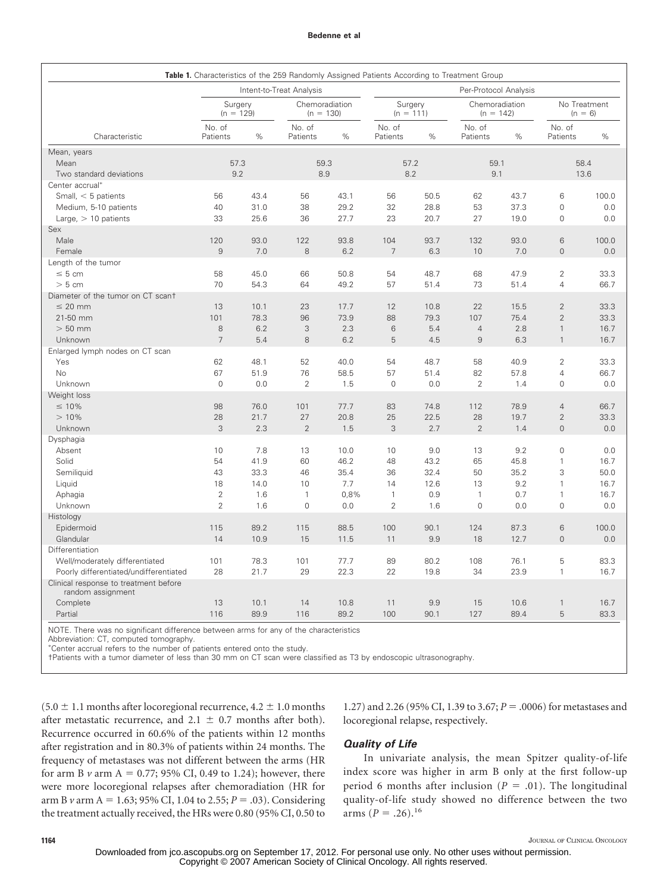**Table 1.** Characteristics of the 259 Randomly Assigned Patients According to Treatment Group

| Characteristic | Intent-to-Treat Analysis | | | | Per-Protocol Analysis | | | | | |
|---|---|---|---|---|---|---|---|---|---|---|
| | Surgery (n = 129) | | Chemoradiation (n = 130) | | Surgery (n = 111) | | Chemoradiation (n = 142) | | No Treatment (n = 6) | |
| | No. of Patients | % | No. of Patients | % | No. of Patients | % | No. of Patients | % | No. of Patients | % |
| Mean, years | | | | | | | | | | |
| Mean | 57.3 | | 59.3 | | 57.2 | | 59.1 | | 58.4 | |
| Two standard deviations | 9.2 | | 8.9 | | 8.2 | | 9.1 | | 13.6 | |
| Center accrual* | | | | | | | | | | |
| Small, < 5 patients | 56 | 43.4 | 56 | 43.1 | 56 | 50.5 | 62 | 43.7 | 6 | 100.0 |
| Medium, 5-10 patients | 40 | 31.0 | 38 | 29.2 | 32 | 28.8 | 53 | 37.3 | 0 | 0.0 |
| Large, > 10 patients | 33 | 25.6 | 36 | 27.7 | 23 | 20.7 | 27 | 19.0 | 0 | 0.0 |
| Sex | | | | | | | | | | |
| Male | 120 | 93.0 | 122 | 93.8 | 104 | 93.7 | 132 | 93.0 | 6 | 100.0 |
| Female | 9 | 7.0 | 8 | 6.2 | 7 | 6.3 | 10 | 7.0 | 0 | 0.0 |
| Length of the tumor | | | | | | | | | | |
| ≤ 5 cm | 58 | 45.0 | 66 | 50.8 | 54 | 48.7 | 68 | 47.9 | 2 | 33.3 |
| > 5 cm | 70 | 54.3 | 64 | 49.2 | 57 | 51.4 | 73 | 51.4 | 4 | 66.7 |
| Diameter of the tumor on CT scan† | | | | | | | | | | |
| ≤ 20 mm | 13 | 10.1 | 23 | 17.7 | 12 | 10.8 | 22 | 15.5 | 2 | 33.3 |
| 21-50 mm | 101 | 78.3 | 96 | 73.9 | 88 | 79.3 | 107 | 75.4 | 2 | 33.3 |
| > 50 mm | 8 | 6.2 | 3 | 2.3 | 6 | 5.4 | 4 | 2.8 | 1 | 16.7 |
| Unknown | 7 | 5.4 | 8 | 6.2 | 5 | 4.5 | 9 | 6.3 | 1 | 16.7 |
| Enlarged lymph nodes on CT scan | | | | | | | | | | |
| Yes | 62 | 48.1 | 52 | 40.0 | 54 | 48.7 | 58 | 40.9 | 2 | 33.3 |
| No | 67 | 51.9 | 76 | 58.5 | 57 | 51.4 | 82 | 57.8 | 4 | 66.7 |
| Unknown | 0 | 0.0 | 2 | 1.5 | 0 | 0.0 | 2 | 1.4 | 0 | 0.0 |
| Weight loss | | | | | | | | | | |
| ≤ 10% | 98 | 76.0 | 101 | 77.7 | 83 | 74.8 | 112 | 78.9 | 4 | 66.7 |
| > 10% | 28 | 21.7 | 27 | 20.8 | 25 | 22.5 | 28 | 19.7 | 2 | 33.3 |
| Unknown | 3 | 2.3 | 2 | 1.5 | 3 | 2.7 | 2 | 1.4 | 0 | 0.0 |
| Dysphagia | | | | | | | | | | |
| Absent | 10 | 7.8 | 13 | 10.0 | 10 | 9.0 | 13 | 9.2 | 0 | 0.0 |
| Solid | 54 | 41.9 | 60 | 46.2 | 48 | 43.2 | 65 | 45.8 | 1 | 16.7 |
| Semiliquid | 43 | 33.3 | 46 | 35.4 | 36 | 32.4 | 50 | 35.2 | 3 | 50.0 |
| Liquid | 18 | 14.0 | 10 | 7.7 | 14 | 12.6 | 13 | 9.2 | 1 | 16.7 |
| Aphagia | 2 | 1.6 | 1 | 0,8% | 1 | 0.9 | 1 | 0.7 | 1 | 16.7 |
| Unknown | 2 | 1.6 | 0 | 0.0 | 2 | 1.6 | 0 | 0.0 | 0 | 0.0 |
| Histology | | | | | | | | | | |
| Epidermoid | 115 | 89.2 | 115 | 88.5 | 100 | 90.1 | 124 | 87.3 | 6 | 100.0 |
| Glandular | 14 | 10.9 | 15 | 11.5 | 11 | 9.9 | 18 | 12.7 | 0 | 0.0 |
| Differentiation | | | | | | | | | | |
| Well/moderately differentiated | 101 | 78.3 | 101 | 77.7 | 89 | 80.2 | 108 | 76.1 | 5 | 83.3 |
| Poorly differentiated/undifferentiated | 28 | 21.7 | 29 | 22.3 | 22 | 19.8 | 34 | 23.9 | 1 | 16.7 |
| Clinical response to treatment before random assignment | | | | | | | | | | |
| Complete | 13 | 10.1 | 14 | 10.8 | 11 | 9.9 | 15 | 10.6 | 1 | 16.7 |
| Partial | 116 | 89.9 | 116 | 89.2 | 100 | 90.1 | 127 | 89.4 | 5 | 83.3 |

NOTE. There was no significant difference between arms for any of the characteristics
Abbreviation: CT, computed tomography.
*Center accrual refers to the number of patients entered onto the study.
†Patients with a tumor diameter of less than 30 mm on CT scan were classified as T3 by endoscopic ultrasonography.

(5.0 ± 1.1 months after locoregional recurrence, 4.2 ± 1.0 months after metastatic recurrence, and 2.1 ± 0.7 months after both). Recurrence occurred in 60.6% of the patients within 12 months after registration and in 80.3% of patients within 24 months. The frequency of metastases was not different between the arms (HR for arm B *v* arm A = 0.77; 95% CI, 0.49 to 1.24); however, there were more locoregional relapses after chemoradiation (HR for arm B *v* arm A = 1.63; 95% CI, 1.04 to 2.55; $P = .03$). Considering the treatment actually received, the HRs were 0.80 (95% CI, 0.50 to 1.27) and 2.26 (95% CI, 1.39 to 3.67; $P = .0006$) for metastases and locoregional relapse, respectively.

### Quality of Life

In univariate analysis, the mean Spitzer quality-of-life index score was higher in arm B only at the first follow-up period 6 months after inclusion ($P = .01$). The longitudinal quality-of-life study showed no difference between the two arms ($P = .26$).[16]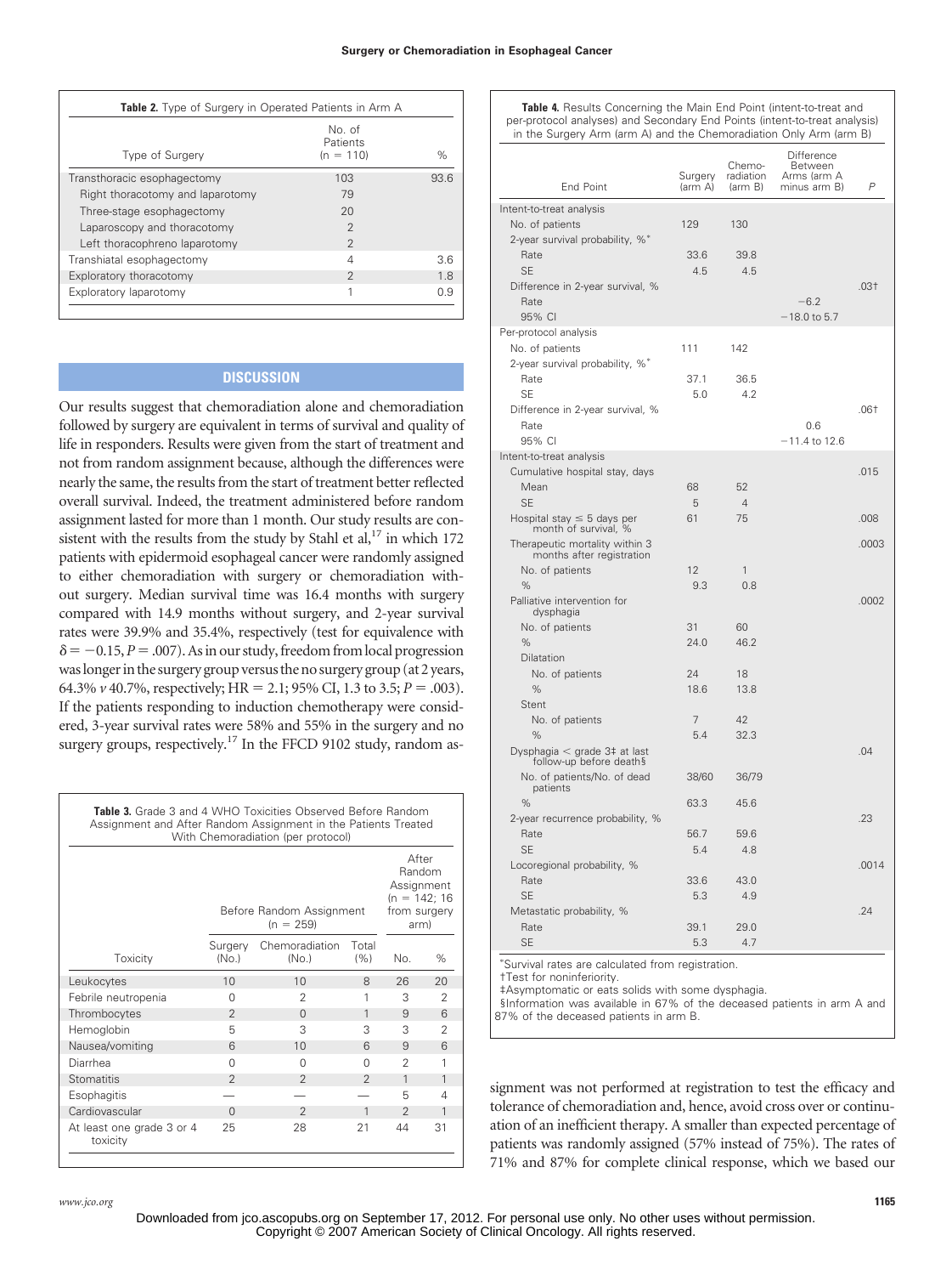**Table 2.** Type of Surgery in Operated Patients in Arm A

| Type of Surgery | No. of Patients (n = 110) | % |
|---|---|---|
| Transthoracic esophagectomy | 103 | 93.6 |
| Right thoracotomy and laparotomy | 79 | |
| Three-stage esophagectomy | 20 | |
| Laparoscopy and thoracotomy | 2 | |
| Left thoracophreno laparotomy | 2 | |
| Transhiatal esophagectomy | 4 | 3.6 |
| Exploratory thoracotomy | 2 | 1.8 |
| Exploratory laparotomy | 1 | 0.9 |

## DISCUSSION

Our results suggest that chemoradiation alone and chemoradiation followed by surgery are equivalent in terms of survival and quality of life in responders. Results were given from the start of treatment and not from random assignment because, although the differences were nearly the same, the results from the start of treatment better reflected overall survival. Indeed, the treatment administered before random assignment lasted for more than 1 month. Our study results are consistent with the results from the study by Stahl et al,[17] in which 172 patients with epidermoid esophageal cancer were randomly assigned to either chemoradiation with surgery or chemoradiation without surgery. Median survival time was 16.4 months with surgery compared with 14.9 months without surgery, and 2-year survival rates were 39.9% and 35.4%, respectively (test for equivalence with $\delta = -0.15$, $P = .007$). As in our study, freedom from local progression was longer in the surgery group versus the no surgery group (at 2 years, 64.3% *v* 40.7%, respectively; HR = 2.1; 95% CI, 1.3 to 3.5; $P = .003$). If the patients responding to induction chemotherapy were considered, 3-year survival rates were 58% and 55% in the surgery and no surgery groups, respectively.[17] In the FFCD 9102 study, random assignment was not performed at registration to test the efficacy and tolerance of chemoradiation and, hence, avoid cross over or continuation of an inefficient therapy. A smaller than expected percentage of patients was randomly assigned (57% instead of 75%). The rates of 71% and 87% for complete clinical response, which we based our

**Table 3.** Grade 3 and 4 WHO Toxicities Observed Before Random Assignment and After Random Assignment in the Patients Treated With Chemoradiation (per protocol)

| Toxicity | Before Random Assignment (n = 259) | | | After Random Assignment (n = 142; 16 from surgery arm) | |
|---|---|---|---|---|---|
| | Surgery (No.) | Chemoradiation (No.) | Total (%) | No. | % |
| Leukocytes | 10 | 10 | 8 | 26 | 20 |
| Febrile neutropenia | 0 | 2 | 1 | 3 | 2 |
| Thrombocytes | 2 | 0 | 1 | 9 | 6 |
| Hemoglobin | 5 | 3 | 3 | 3 | 2 |
| Nausea/vomiting | 6 | 10 | 6 | 9 | 6 |
| Diarrhea | 0 | 0 | 0 | 2 | 1 |
| Stomatitis | 2 | 2 | 2 | 1 | 1 |
| Esophagitis | — | — | — | 5 | 4 |
| Cardiovascular | 0 | 2 | 1 | 2 | 1 |
| At least one grade 3 or 4 toxicity | 25 | 28 | 21 | 44 | 31 |

**Table 4.** Results Concerning the Main End Point (intent-to-treat and per-protocol analyses) and Secondary End Points (intent-to-treat analysis) in the Surgery Arm (arm A) and the Chemoradiation Only Arm (arm B)

| End Point | Surgery (arm A) | Chemoradiation (arm B) | Difference Between Arms (arm A minus arm B) | *P* |
|---|---|---|---|---|
| Intent-to-treat analysis | | | | |
| No. of patients | 129 | 130 | | |
| 2-year survival probability, %* | | | | |
| Rate | 33.6 | 39.8 | | |
| SE | 4.5 | 4.5 | | |
| Difference in 2-year survival, % | | | | .03† |
| Rate | | | −6.2 | |
| 95% CI | | | −18.0 to 5.7 | |
| Per-protocol analysis | | | | |
| No. of patients | 111 | 142 | | |
| 2-year survival probability, %* | | | | |
| Rate | 37.1 | 36.5 | | |
| SE | 5.0 | 4.2 | | |
| Difference in 2-year survival, % | | | | .06† |
| Rate | | | 0.6 | |
| 95% CI | | | −11.4 to 12.6 | |
| Intent-to-treat analysis | | | | |
| Cumulative hospital stay, days | | | | .015 |
| Mean | 68 | 52 | | |
| SE | 5 | 4 | | |
| Hospital stay ≤ 5 days per month of survival, % | 61 | 75 | | .008 |
| Therapeutic mortality within 3 months after registration | | | | .0003 |
| No. of patients | 12 | 1 | | |
| % | 9.3 | 0.8 | | |
| Palliative intervention for dysphagia | | | | .0002 |
| No. of patients | 31 | 60 | | |
| % | 24.0 | 46.2 | | |
| Dilatation | | | | |
| No. of patients | 24 | 18 | | |
| % | 18.6 | 13.8 | | |
| Stent | | | | |
| No. of patients | 7 | 42 | | |
| % | 5.4 | 32.3 | | |
| Dysphagia < grade 3‡ at last follow-up before death§ | | | | .04 |
| No. of patients/No. of dead patients | 38/60 | 36/79 | | |
| % | 63.3 | 45.6 | | |
| 2-year recurrence probability, % | | | | .23 |
| Rate | 56.7 | 59.6 | | |
| SE | 5.4 | 4.8 | | |
| Locoregional probability, % | | | | .0014 |
| Rate | 33.6 | 43.0 | | |
| SE | 5.3 | 4.9 | | |
| Metastatic probability, % | | | | .24 |
| Rate | 39.1 | 29.0 | | |
| SE | 5.3 | 4.7 | | |

*Survival rates are calculated from registration.
†Test for noninferiority.
‡Asymptomatic or eats solids with some dysphagia.
§Information was available in 67% of the deceased patients in arm A and 87% of the deceased patients in arm B.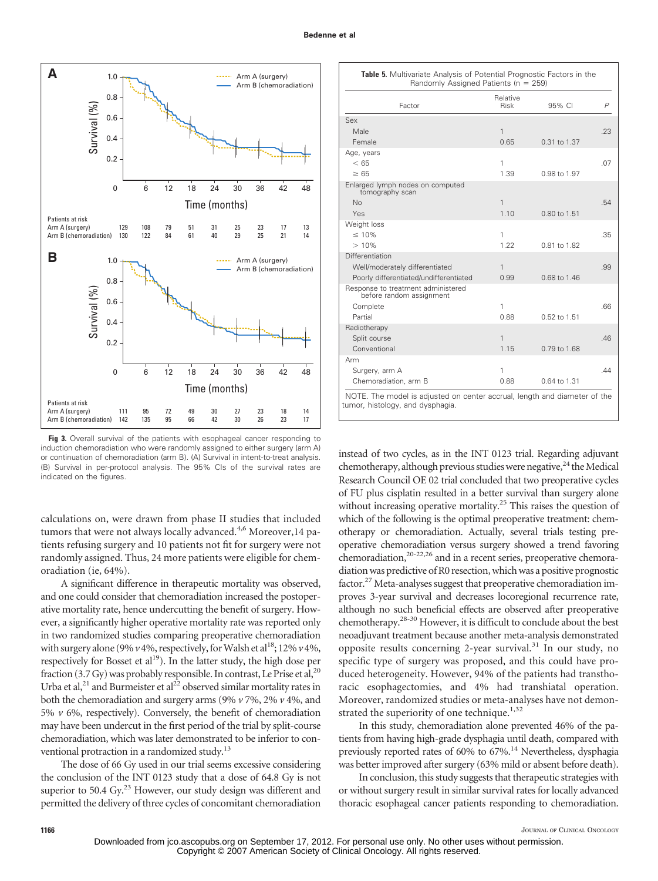Patients at risk

| | 0 | 6 | 12 | 18 | 24 | 30 | 36 | 42 | 48 |
|---|---|---|---|---|---|---|---|---|---|
| Arm A (surgery) | 129 | 108 | 79 | 51 | 31 | 25 | 23 | 17 | 13 |
| Arm B (chemoradiation) | 130 | 122 | 84 | 61 | 40 | 29 | 25 | 21 | 14 |

Patients at risk

| | 0 | 6 | 12 | 18 | 24 | 30 | 36 | 42 | 48 |
|---|---|---|---|---|---|---|---|---|---|
| Arm A (surgery) | 111 | 95 | 72 | 49 | 30 | 27 | 23 | 18 | 14 |
| Arm B (chemoradiation) | 142 | 135 | 95 | 66 | 42 | 30 | 26 | 23 | 17 |

**Fig 3.** Overall survival of the patients with esophageal cancer responding to induction chemoradiation who were randomly assigned to either surgery (arm A) or continuation of chemoradiation (arm B). (A) Survival in intent-to-treat analysis. (B) Survival in per-protocol analysis. The 95% CIs of the survival rates are indicated on the figures.

**Table 5.** Multivariate Analysis of Potential Prognostic Factors in the Randomly Assigned Patients (n = 259)

| Factor | Relative Risk | 95% CI | P |
|---|---|---|---|
| Sex | | | |
| Male | 1 | | .23 |
| Female | 0.65 | 0.31 to 1.37 | |
| Age, years | | | |
| < 65 | 1 | | .07 |
| ≥ 65 | 1.39 | 0.98 to 1.97 | |
| Enlarged lymph nodes on computed tomography scan | | | |
| No | 1 | | .54 |
| Yes | 1.10 | 0.80 to 1.51 | |
| Weight loss | | | |
| ≤ 10% | 1 | | .35 |
| > 10% | 1.22 | 0.81 to 1.82 | |
| Differentiation | | | |
| Well/moderately differentiated | 1 | | .99 |
| Poorly differentiated/undifferentiated | 0.99 | 0.68 to 1.46 | |
| Response to treatment administered before random assignment | | | |
| Complete | 1 | | .66 |
| Partial | 0.88 | 0.52 to 1.51 | |
| Radiotherapy | | | |
| Split course | 1 | | .46 |
| Conventional | 1.15 | 0.79 to 1.68 | |
| Arm | | | |
| Surgery, arm A | 1 | | .44 |
| Chemoradiation, arm B | 0.88 | 0.64 to 1.31 | |

NOTE. The model is adjusted on center accrual, length and diameter of the tumor, histology, and dysphagia.

calculations on, were drawn from phase II studies that included tumors that were not always locally advanced.[4,6] Moreover,14 patients refusing surgery and 10 patients not fit for surgery were not randomly assigned. Thus, 24 more patients were eligible for chemoradiation (ie, 64%).

A significant difference in therapeutic mortality was observed, and one could consider that chemoradiation increased the postoperative mortality rate, hence undercutting the benefit of surgery. However, a significantly higher operative mortality rate was reported only in two randomized studies comparing preoperative chemoradiation with surgery alone (9% *v* 4%, respectively, for Walsh et al[18]; 12% *v* 4%, respectively for Bosset et al[19]). In the latter study, the high dose per fraction (3.7 Gy) was probably responsible. In contrast, Le Prise et al,[20] Urba et al,[21] and Burmeister et al[22] observed similar mortality rates in both the chemoradiation and surgery arms (9% *v* 7%, 2% *v* 4%, and 5% *v* 6%, respectively). Conversely, the benefit of chemoradiation may have been undercut in the first period of the trial by split-course chemoradiation, which was later demonstrated to be inferior to conventional protraction in a randomized study.[13]

The dose of 66 Gy used in our trial seems excessive considering the conclusion of the INT 0123 study that a dose of 64.8 Gy is not superior to 50.4 Gy.[23] However, our study design was different and permitted the delivery of three cycles of concomitant chemoradiation instead of two cycles, as in the INT 0123 trial. Regarding adjuvant chemotherapy, although previous studies were negative,[24] the Medical Research Council OE 02 trial concluded that two preoperative cycles of FU plus cisplatin resulted in a better survival than surgery alone without increasing operative mortality.[25] This raises the question of which of the following is the optimal preoperative treatment: chemotherapy or chemoradiation. Actually, several trials testing preoperative chemoradiation versus surgery showed a trend favoring chemoradiation,[20-22,26] and in a recent series, preoperative chemoradiation was predictive of R0 resection, which was a positive prognostic factor.[27] Meta-analyses suggest that preoperative chemoradiation improves 3-year survival and decreases locoregional recurrence rate, although no such beneficial effects are observed after preoperative chemotherapy.[28-30] However, it is difficult to conclude about the best neoadjuvant treatment because another meta-analysis demonstrated opposite results concerning 2-year survival.[31] In our study, no specific type of surgery was proposed, and this could have produced heterogeneity. However, 94% of the patients had transthoracic esophagectomies, and 4% had transhiatal operation. Moreover, randomized studies or meta-analyses have not demonstrated the superiority of one technique.[1,32]

In this study, chemoradiation alone prevented 46% of the patients from having high-grade dysphagia until death, compared with previously reported rates of 60% to 67%.[14] Nevertheless, dysphagia was better improved after surgery (63% mild or absent before death).

In conclusion, this study suggests that therapeutic strategies with or without surgery result in similar survival rates for locally advanced thoracic esophageal cancer patients responding to chemoradiation.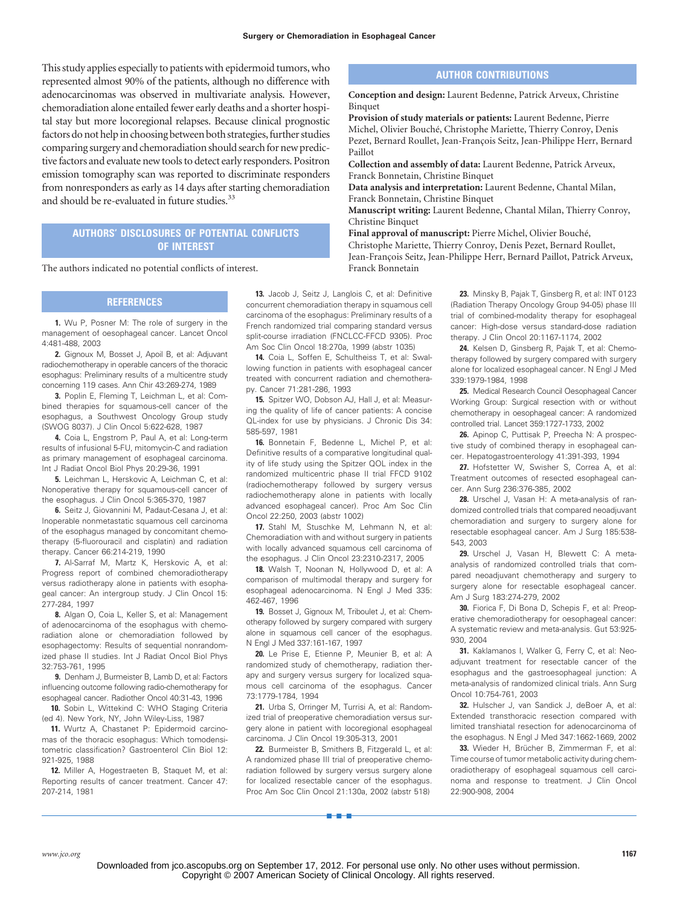This study applies especially to patients with epidermoid tumors, who represented almost 90% of the patients, although no difference with adenocarcinomas was observed in multivariate analysis. However, chemoradiation alone entailed fewer early deaths and a shorter hospital stay but more locoregional relapses. Because clinical prognostic factors do not help in choosing between both strategies, further studies comparing surgery and chemoradiation should search for new predictive factors and evaluate new tools to detect early responders. Positron emission tomography scan was reported to discriminate responders from nonresponders as early as 14 days after starting chemoradiation and should be re-evaluated in future studies.[33]

## AUTHORS' DISCLOSURES OF POTENTIAL CONFLICTS OF INTEREST

The authors indicated no potential conflicts of interest.

## AUTHOR CONTRIBUTIONS

**Conception and design:** Laurent Bedenne, Patrick Arveux, Christine Binquet

**Provision of study materials or patients:** Laurent Bedenne, Pierre Michel, Olivier Bouché, Christophe Mariette, Thierry Conroy, Denis Pezet, Bernard Roullet, Jean-François Seitz, Jean-Philippe Herr, Bernard Paillot

**Collection and assembly of data:** Laurent Bedenne, Patrick Arveux, Franck Bonnetain, Christine Binquet

**Data analysis and interpretation:** Laurent Bedenne, Chantal Milan, Franck Bonnetain, Christine Binquet

**Manuscript writing:** Laurent Bedenne, Chantal Milan, Thierry Conroy, Christine Binquet

**Final approval of manuscript:** Pierre Michel, Olivier Bouché, Christophe Mariette, Thierry Conroy, Denis Pezet, Bernard Roullet, Jean-François Seitz, Jean-Philippe Herr, Bernard Paillot, Patrick Arveux, Franck Bonnetain

## REFERENCES

**1.** Wu P, Posner M: The role of surgery in the management of oesophageal cancer. Lancet Oncol 4:481-488, 2003

**2.** Gignoux M, Bosset J, Apoil B, et al: Adjuvant radiochemotherapy in operable cancers of the thoracic esophagus: Preliminary results of a multicentre study concerning 119 cases. Ann Chir 43:269-274, 1989

**3.** Poplin E, Fleming T, Leichman L, et al: Combined therapies for squamous-cell cancer of the esophagus, a Southwest Oncology Group study (SWOG 8037). J Clin Oncol 5:622-628, 1987

**4.** Coia L, Engstrom P, Paul A, et al: Long-term results of infusional 5-FU, mitomycin-C and radiation as primary management of esophageal carcinoma. Int J Radiat Oncol Biol Phys 20:29-36, 1991

**5.** Leichman L, Herskovic A, Leichman C, et al: Nonoperative therapy for squamous-cell cancer of the esophagus. J Clin Oncol 5:365-370, 1987

**6.** Seitz J, Giovannini M, Padaut-Cesana J, et al: Inoperable nonmetastatic squamous cell carcinoma of the esophagus managed by concomitant chemotherapy (5-fluorouracil and cisplatin) and radiation therapy. Cancer 66:214-219, 1990

**7.** Al-Sarraf M, Martz K, Herskovic A, et al: Progress report of combined chemoradiotherapy versus radiotherapy alone in patients with esophageal cancer: An intergroup study. J Clin Oncol 15: 277-284, 1997

**8.** Algan O, Coia L, Keller S, et al: Management of adenocarcinoma of the esophagus with chemoradiation alone or chemoradiation followed by esophagectomy: Results of sequential nonrandomized phase II studies. Int J Radiat Oncol Biol Phys 32:753-761, 1995

**9.** Denham J, Burmeister B, Lamb D, et al: Factors influencing outcome following radio-chemotherapy for oesophageal cancer. Radiother Oncol 40:31-43, 1996

**10.** Sobin L, Wittekind C: WHO Staging Criteria (ed 4). New York, NY, John Wiley-Liss, 1987

**11.** Wurtz A, Chastanet P: Epidermoid carcinomas of the thoracic esophagus: Which tomodensitometric classification? Gastroenterol Clin Biol 12: 921-925, 1988

**12.** Miller A, Hogestraeten B, Staquet M, et al: Reporting results of cancer treatment. Cancer 47: 207-214, 1981

**13.** Jacob J, Seitz J, Langlois C, et al: Definitive concurrent chemoradiation therapy in squamous cell carcinoma of the esophagus: Preliminary results of a French randomized trial comparing standard versus split-course irradiation (FNCLCC-FFCD 9305). Proc Am Soc Clin Oncol 18:270a, 1999 (abstr 1035)

**14.** Coia L, Soffen E, Schultheiss T, et al: Swallowing function in patients with esophageal cancer treated with concurrent radiation and chemotherapy. Cancer 71:281-286, 1993

**15.** Spitzer WO, Dobson AJ, Hall J, et al: Measuring the quality of life of cancer patients: A concise QL-index for use by physicians. J Chronic Dis 34: 585-597, 1981

**16.** Bonnetain F, Bedenne L, Michel P, et al: Definitive results of a comparative longitudinal quality of life study using the Spitzer QOL index in the randomized multicentric phase II trial FFCD 9102 (radiochemotherapy followed by surgery versus radiochemotherapy alone in patients with locally advanced esophageal cancer). Proc Am Soc Clin Oncol 22:250, 2003 (abstr 1002)

**17.** Stahl M, Stuschke M, Lehmann N, et al: Chemoradiation with and without surgery in patients with locally advanced squamous cell carcinoma of the esophagus. J Clin Oncol 23:2310-2317, 2005

**18.** Walsh T, Noonan N, Hollywood D, et al: A comparison of multimodal therapy and surgery for esophageal adenocarcinoma. N Engl J Med 335: 462-467, 1996

**19.** Bosset J, Gignoux M, Triboulet J, et al: Chemotherapy followed by surgery compared with surgery alone in squamous cell cancer of the esophagus. N Engl J Med 337:161-167, 1997

**20.** Le Prise E, Etienne P, Meunier B, et al: A randomized study of chemotherapy, radiation therapy and surgery versus surgery for localized squamous cell carcinoma of the esophagus. Cancer 73:1779-1784, 1994

**21.** Urba S, Orringer M, Turrisi A, et al: Randomized trial of preoperative chemoradiation versus surgery alone in patient with locoregional esophageal carcinoma. J Clin Oncol 19:305-313, 2001

**22.** Burmeister B, Smithers B, Fitzgerald L, et al: A randomized phase III trial of preoperative chemoradiation followed by surgery versus surgery alone for localized resectable cancer of the esophagus. Proc Am Soc Clin Oncol 21:130a, 2002 (abstr 518)

**23.** Minsky B, Pajak T, Ginsberg R, et al: INT 0123 (Radiation Therapy Oncology Group 94-05) phase III trial of combined-modality therapy for esophageal cancer: High-dose versus standard-dose radiation therapy. J Clin Oncol 20:1167-1174, 2002

**24.** Kelsen D, Ginsberg R, Pajak T, et al: Chemotherapy followed by surgery compared with surgery alone for localized esophageal cancer. N Engl J Med 339:1979-1984, 1998

**25.** Medical Research Council Oesophageal Cancer Working Group: Surgical resection with or without chemotherapy in oesophageal cancer: A randomized controlled trial. Lancet 359:1727-1733, 2002

**26.** Apinop C, Puttisak P, Preecha N: A prospective study of combined therapy in esophageal cancer. Hepatogastroenterology 41:391-393, 1994

**27.** Hofstetter W, Swisher S, Correa A, et al: Treatment outcomes of resected esophageal cancer. Ann Surg 236:376-385, 2002

**28.** Urschel J, Vasan H: A meta-analysis of randomized controlled trials that compared neoadjuvant chemoradiation and surgery to surgery alone for resectable esophageal cancer. Am J Surg 185:538-543, 2003

**29.** Urschel J, Vasan H, Blewett C: A meta-analysis of randomized controlled trials that compared neoadjuvant chemotherapy and surgery to surgery alone for resectable esophageal cancer. Am J Surg 183:274-279, 2002

**30.** Fiorica F, Di Bona D, Schepis F, et al: Preoperative chemoradiotherapy for oesophageal cancer: A systematic review and meta-analysis. Gut 53:925-930, 2004

**31.** Kaklamanos I, Walker G, Ferry C, et al: Neoadjuvant treatment for resectable cancer of the esophagus and the gastroesophageal junction: A meta-analysis of randomized clinical trials. Ann Surg Oncol 10:754-761, 2003

**32.** Hulscher J, van Sandick J, deBoer A, et al: Extended transthoracic resection compared with limited transhiatal resection for adenocarcinoma of the esophagus. N Engl J Med 347:1662-1669, 2002

**33.** Wieder H, Brücher B, Zimmerman F, et al: Time course of tumor metabolic activity during chemoradiotherapy of esophageal squamous cell carcinoma and response to treatment. J Clin Oncol 22:900-908, 2004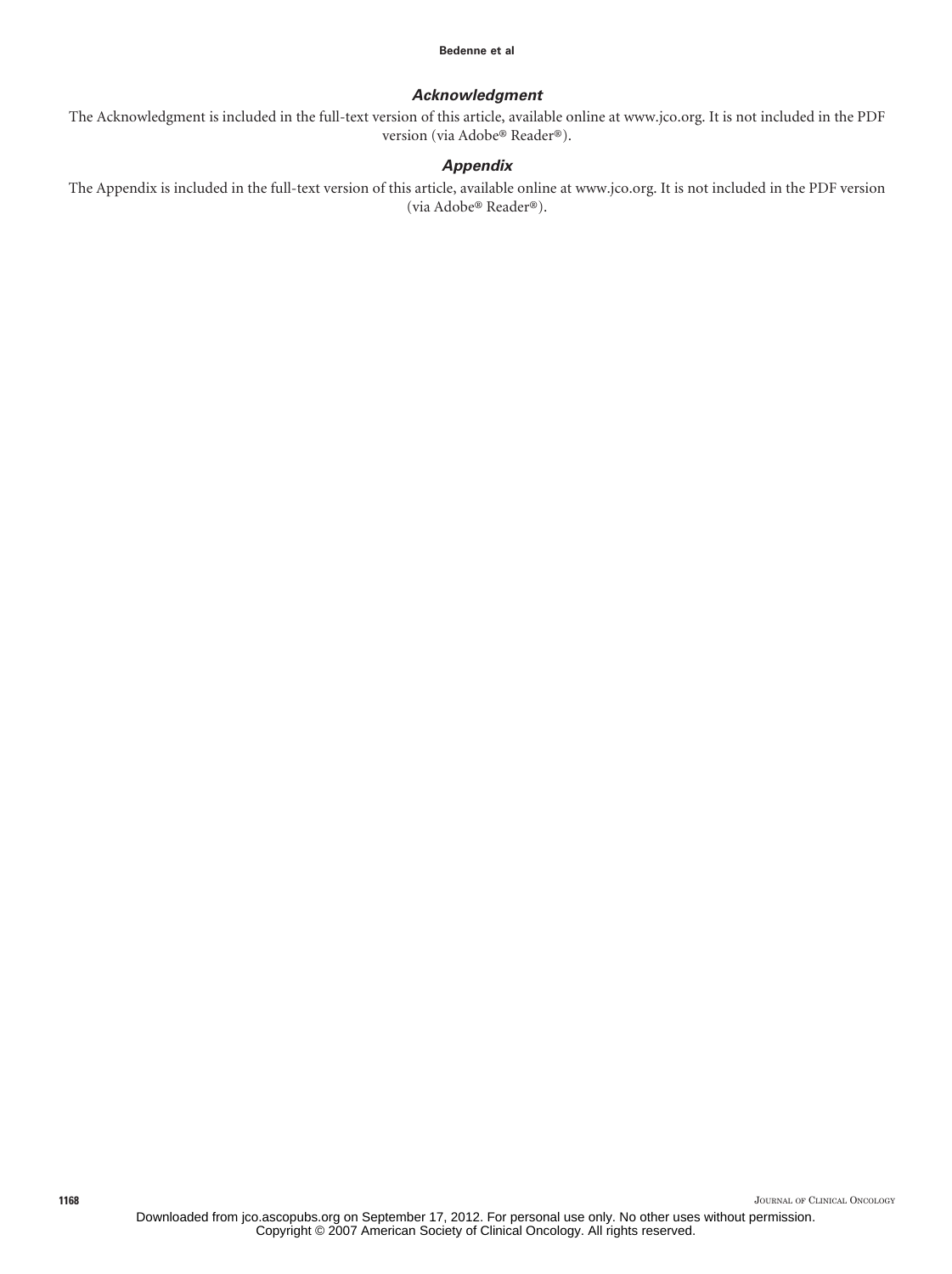## Acknowledgment

The Acknowledgment is included in the full-text version of this article, available online at www.jco.org. It is not included in the PDF version (via Adobe® Reader®).

## Appendix

The Appendix is included in the full-text version of this article, available online at www.jco.org. It is not included in the PDF version (via Adobe® Reader®).